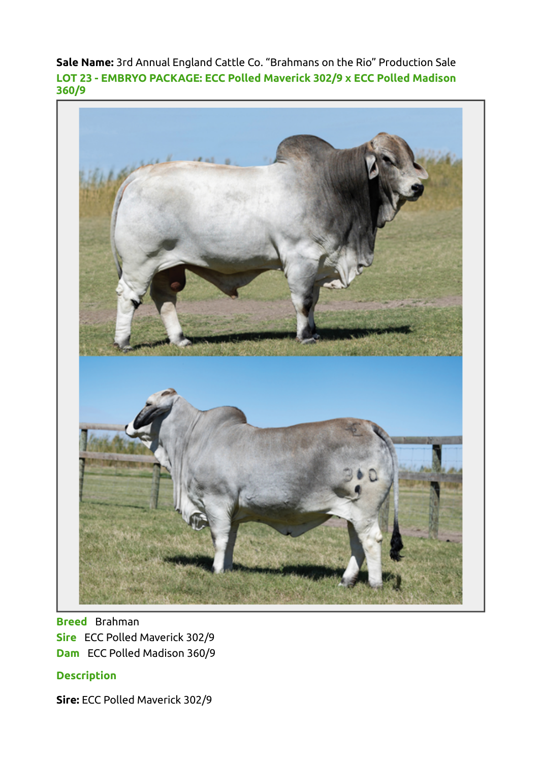**Sale Name:** 3rd Annual England Cattle Co. "Brahmans on the Rio" Production Sale

**LOT 23 - EMBRYO PACKAGE: ECC Polled Maverick 302/9 x ECC Polled Madison 360/9**

**Breed** Brahman

**Sire** ECC Polled Maverick 302/9

**Dam** ECC Polled Madison 360/9

**Description**

**Sire:** ECC Polled Maverick 302/9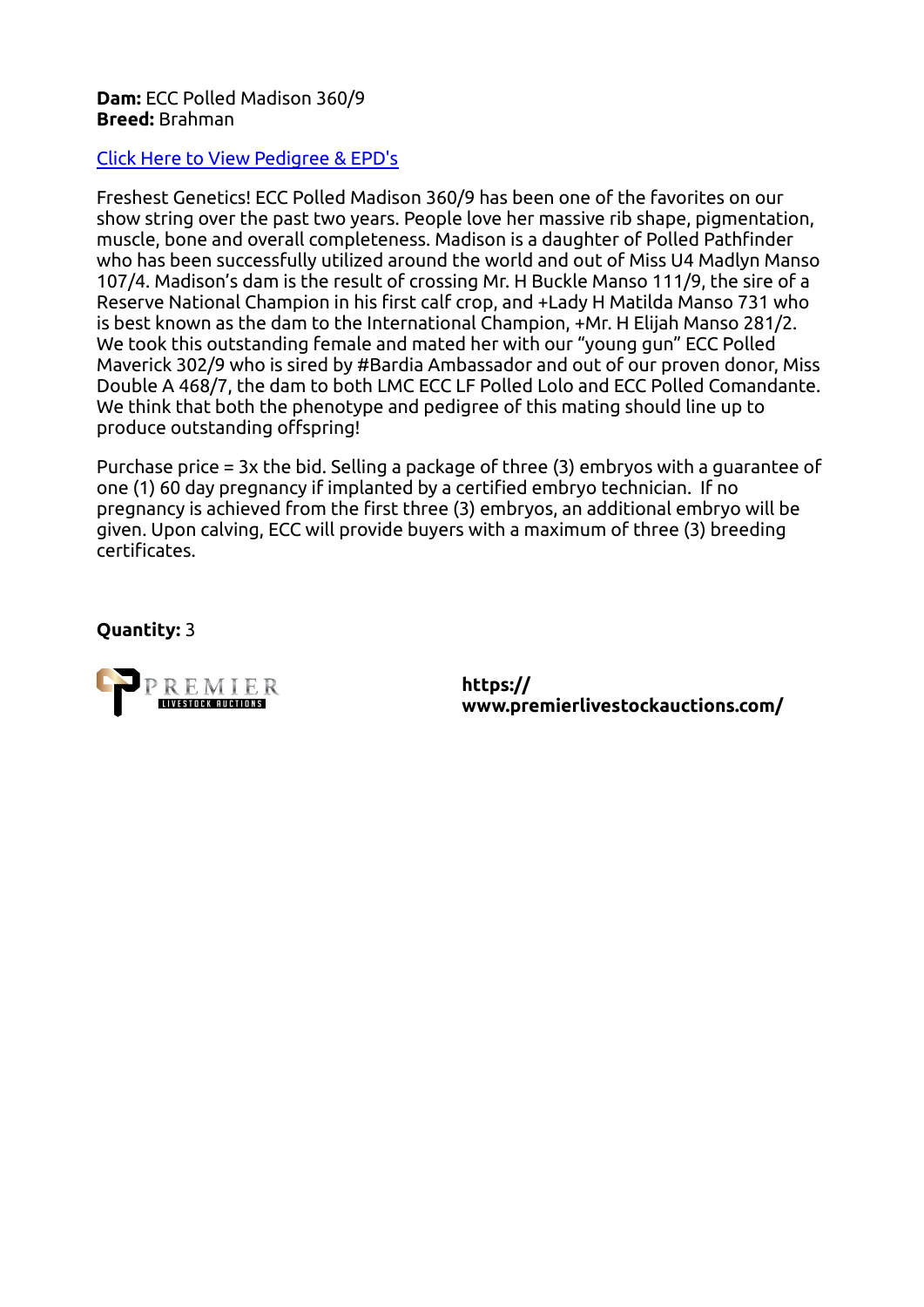**Dam:** ECC Polled Madison 360/9
**Breed:** Brahman

[Click Here to View Pedigree & EPD's]

Freshest Genetics! ECC Polled Madison 360/9 has been one of the favorites on our show string over the past two years. People love her massive rib shape, pigmentation, muscle, bone and overall completeness. Madison is a daughter of Polled Pathfinder who has been successfully utilized around the world and out of Miss U4 Madlyn Manso 107/4. Madison's dam is the result of crossing Mr. H Buckle Manso 111/9, the sire of a Reserve National Champion in his first calf crop, and +Lady H Matilda Manso 731 who is best known as the dam to the International Champion, +Mr. H Elijah Manso 281/2. We took this outstanding female and mated her with our "young gun" ECC Polled Maverick 302/9 who is sired by #Bardia Ambassador and out of our proven donor, Miss Double A 468/7, the dam to both LMC ECC LF Polled Lolo and ECC Polled Comandante. We think that both the phenotype and pedigree of this mating should line up to produce outstanding offspring!

Purchase price = 3x the bid. Selling a package of three (3) embryos with a guarantee of one (1) 60 day pregnancy if implanted by a certified embryo technician. If no pregnancy is achieved from the first three (3) embryos, an additional embryo will be given. Upon calving, ECC will provide buyers with a maximum of three (3) breeding certificates.

**Quantity:** 3

PREMIER LIVESTOCK AUCTIONS

**https://www.premierlivestockauctions.com/**